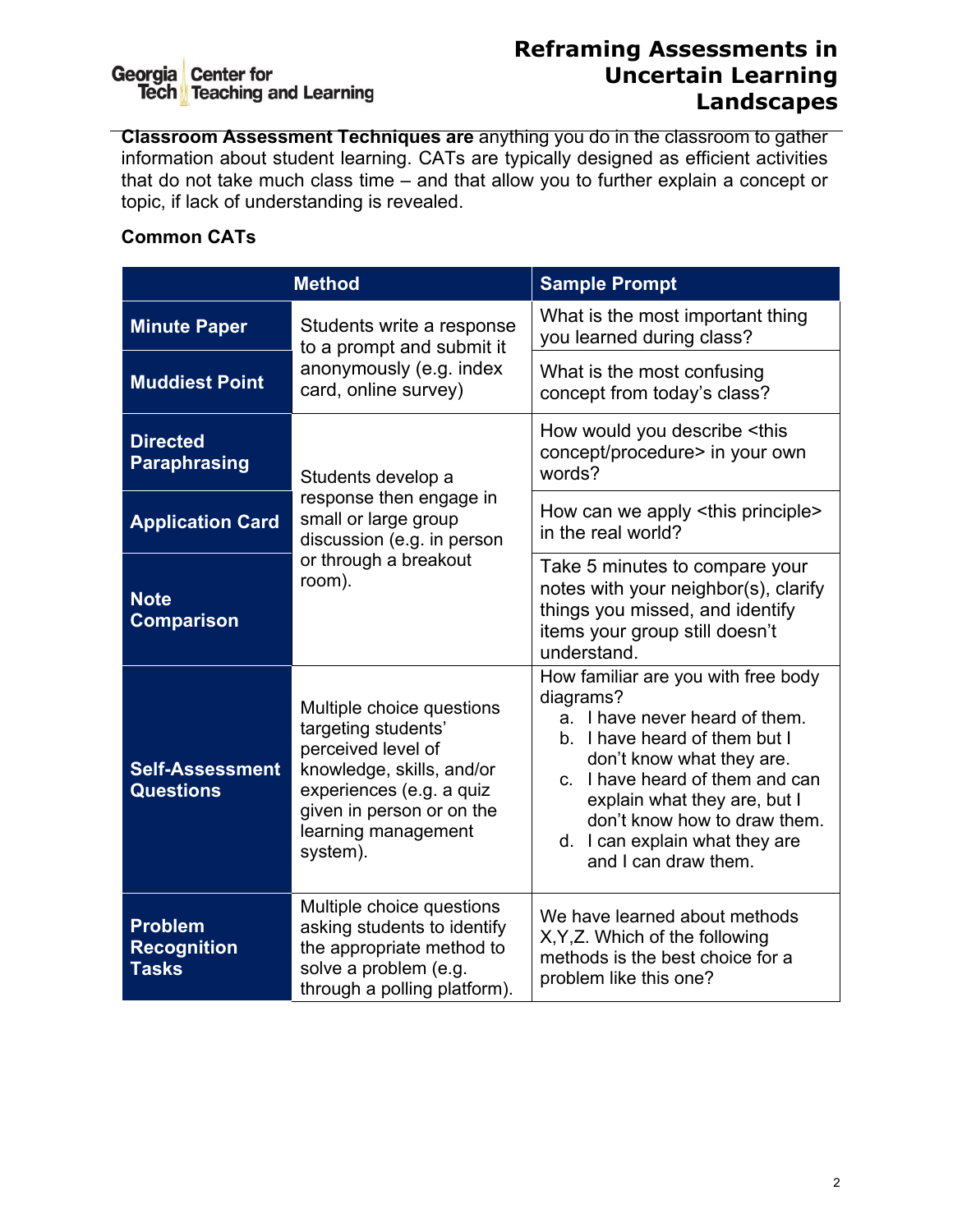# Reframing Assessments in Uncertain Learning Landscapes

**Classroom Assessment Techniques are** anything you do in the classroom to gather information about student learning. CATs are typically designed as efficient activities that do not take much class time – and that allow you to further explain a concept or topic, if lack of understanding is revealed.

**Common CATs**

| Method | | Sample Prompt |
|---|---|---|
| **Minute Paper** | Students write a response to a prompt and submit it anonymously (e.g. index card, online survey) | What is the most important thing you learned during class? |
| **Muddiest Point** | | What is the most confusing concept from today's class? |
| **Directed Paraphrasing** | Students develop a response then engage in small or large group discussion (e.g. in person or through a breakout room). | How would you describe <this concept/procedure> in your own words? |
| **Application Card** | | How can we apply <this principle> in the real world? |
| **Note Comparison** | | Take 5 minutes to compare your notes with your neighbor(s), clarify things you missed, and identify items your group still doesn't understand. |
| **Self-Assessment Questions** | Multiple choice questions targeting students' perceived level of knowledge, skills, and/or experiences (e.g. a quiz given in person or on the learning management system). | How familiar are you with free body diagrams? a. I have never heard of them. b. I have heard of them but I don't know what they are. c. I have heard of them and can explain what they are, but I don't know how to draw them. d. I can explain what they are and I can draw them. |
| **Problem Recognition Tasks** | Multiple choice questions asking students to identify the appropriate method to solve a problem (e.g. through a polling platform). | We have learned about methods X,Y,Z. Which of the following methods is the best choice for a problem like this one? |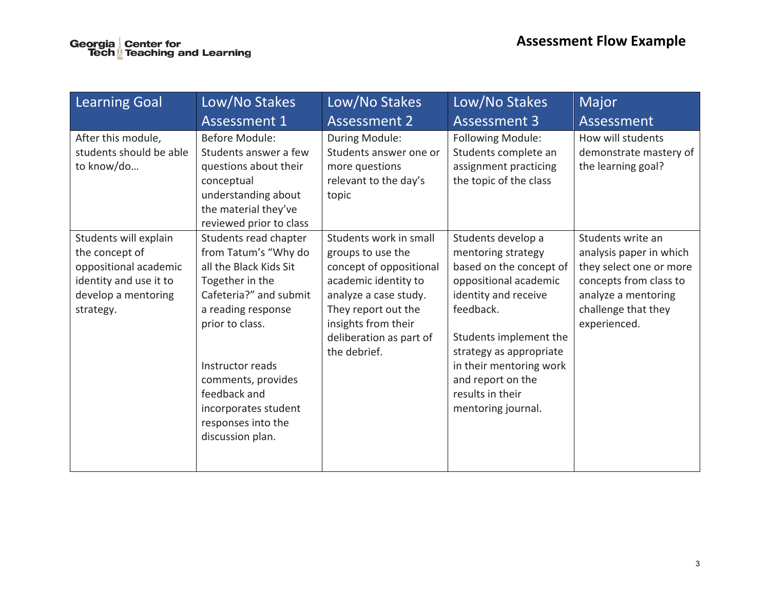# Assessment Flow Example

| Learning Goal | Low/No Stakes Assessment 1 | Low/No Stakes Assessment 2 | Low/No Stakes Assessment 3 | Major Assessment |
|---|---|---|---|---|
| After this module, students should be able to know/do… | Before Module: Students answer a few questions about their conceptual understanding about the material they've reviewed prior to class | During Module: Students answer one or more questions relevant to the day's topic | Following Module: Students complete an assignment practicing the topic of the class | How will students demonstrate mastery of the learning goal? |
| Students will explain the concept of oppositional academic identity and use it to develop a mentoring strategy. | Students read chapter from Tatum's "Why do all the Black Kids Sit Together in the Cafeteria?" and submit a reading response prior to class.<br><br>Instructor reads comments, provides feedback and incorporates student responses into the discussion plan. | Students work in small groups to use the concept of oppositional academic identity to analyze a case study. They report out the insights from their deliberation as part of the debrief. | Students develop a mentoring strategy based on the concept of oppositional academic identity and receive feedback.<br><br>Students implement the strategy as appropriate in their mentoring work and report on the results in their mentoring journal. | Students write an analysis paper in which they select one or more concepts from class to analyze a mentoring challenge that they experienced. |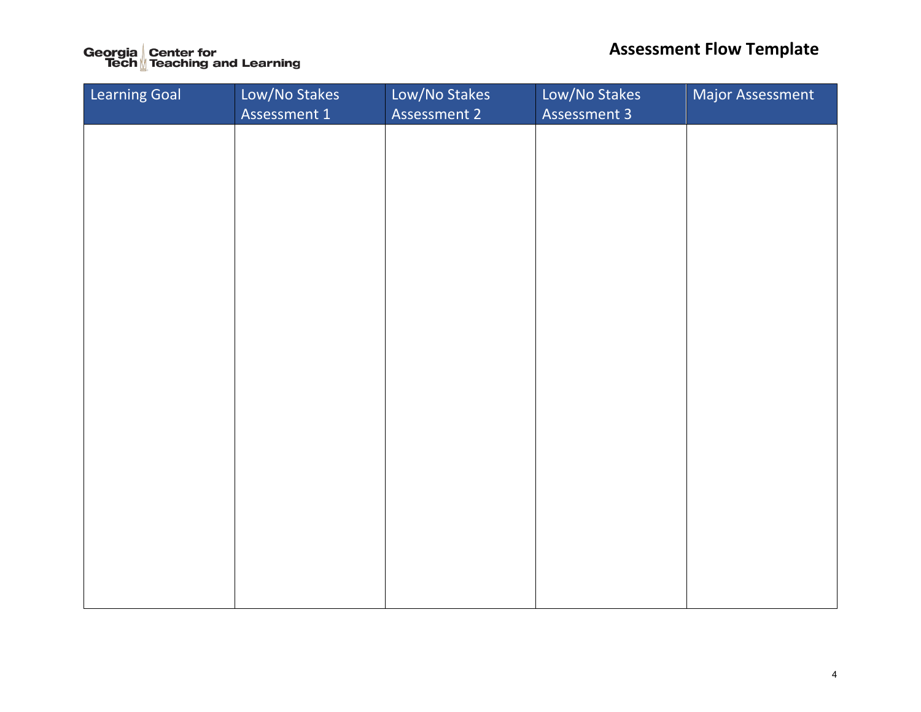Georgia Tech Center for Teaching and Learning

# Assessment Flow Template

| Learning Goal | Low/No Stakes Assessment 1 | Low/No Stakes Assessment 2 | Low/No Stakes Assessment 3 | Major Assessment |
|---|---|---|---|---|
| | | | | |